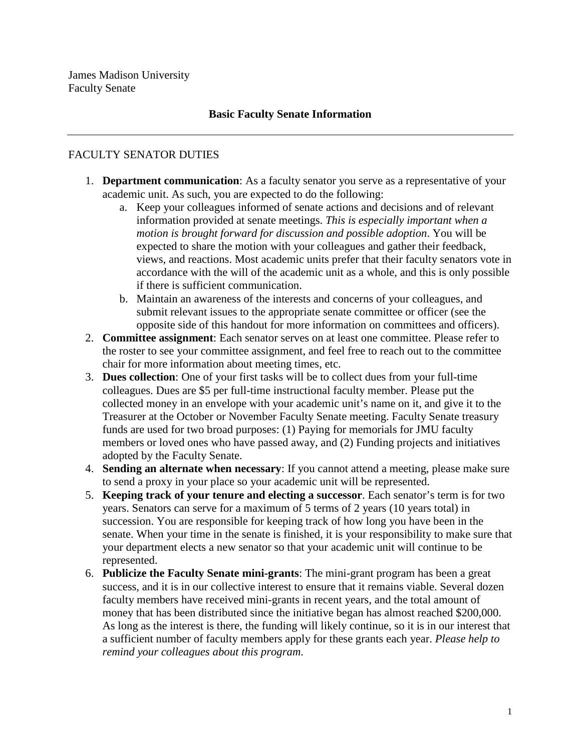James Madison University
Faculty Senate

## Basic Faculty Senate Information

---

### FACULTY SENATOR DUTIES

1. **Department communication**: As a faculty senator you serve as a representative of your academic unit. As such, you are expected to do the following:
   a. Keep your colleagues informed of senate actions and decisions and of relevant information provided at senate meetings. *This is especially important when a motion is brought forward for discussion and possible adoption*. You will be expected to share the motion with your colleagues and gather their feedback, views, and reactions. Most academic units prefer that their faculty senators vote in accordance with the will of the academic unit as a whole, and this is only possible if there is sufficient communication.
   b. Maintain an awareness of the interests and concerns of your colleagues, and submit relevant issues to the appropriate senate committee or officer (see the opposite side of this handout for more information on committees and officers).
2. **Committee assignment**: Each senator serves on at least one committee. Please refer to the roster to see your committee assignment, and feel free to reach out to the committee chair for more information about meeting times, etc.
3. **Dues collection**: One of your first tasks will be to collect dues from your full-time colleagues. Dues are $5 per full-time instructional faculty member. Please put the collected money in an envelope with your academic unit's name on it, and give it to the Treasurer at the October or November Faculty Senate meeting. Faculty Senate treasury funds are used for two broad purposes: (1) Paying for memorials for JMU faculty members or loved ones who have passed away, and (2) Funding projects and initiatives adopted by the Faculty Senate.
4. **Sending an alternate when necessary**: If you cannot attend a meeting, please make sure to send a proxy in your place so your academic unit will be represented.
5. **Keeping track of your tenure and electing a successor**. Each senator's term is for two years. Senators can serve for a maximum of 5 terms of 2 years (10 years total) in succession. You are responsible for keeping track of how long you have been in the senate. When your time in the senate is finished, it is your responsibility to make sure that your department elects a new senator so that your academic unit will continue to be represented.
6. **Publicize the Faculty Senate mini-grants**: The mini-grant program has been a great success, and it is in our collective interest to ensure that it remains viable. Several dozen faculty members have received mini-grants in recent years, and the total amount of money that has been distributed since the initiative began has almost reached $200,000. As long as the interest is there, the funding will likely continue, so it is in our interest that a sufficient number of faculty members apply for these grants each year. *Please help to remind your colleagues about this program*.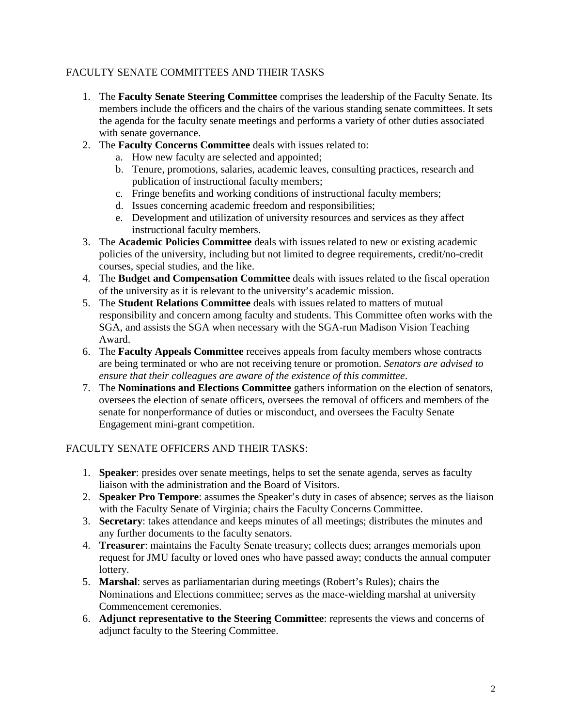## FACULTY SENATE COMMITTEES AND THEIR TASKS

1. The **Faculty Senate Steering Committee** comprises the leadership of the Faculty Senate. Its members include the officers and the chairs of the various standing senate committees. It sets the agenda for the faculty senate meetings and performs a variety of other duties associated with senate governance.
2. The **Faculty Concerns Committee** deals with issues related to:
   a. How new faculty are selected and appointed;
   b. Tenure, promotions, salaries, academic leaves, consulting practices, research and publication of instructional faculty members;
   c. Fringe benefits and working conditions of instructional faculty members;
   d. Issues concerning academic freedom and responsibilities;
   e. Development and utilization of university resources and services as they affect instructional faculty members.
3. The **Academic Policies Committee** deals with issues related to new or existing academic policies of the university, including but not limited to degree requirements, credit/no-credit courses, special studies, and the like.
4. The **Budget and Compensation Committee** deals with issues related to the fiscal operation of the university as it is relevant to the university's academic mission.
5. The **Student Relations Committee** deals with issues related to matters of mutual responsibility and concern among faculty and students. This Committee often works with the SGA, and assists the SGA when necessary with the SGA-run Madison Vision Teaching Award.
6. The **Faculty Appeals Committee** receives appeals from faculty members whose contracts are being terminated or who are not receiving tenure or promotion. *Senators are advised to ensure that their colleagues are aware of the existence of this committee*.
7. The **Nominations and Elections Committee** gathers information on the election of senators, oversees the election of senate officers, oversees the removal of officers and members of the senate for nonperformance of duties or misconduct, and oversees the Faculty Senate Engagement mini-grant competition.

## FACULTY SENATE OFFICERS AND THEIR TASKS:

1. **Speaker**: presides over senate meetings, helps to set the senate agenda, serves as faculty liaison with the administration and the Board of Visitors.
2. **Speaker Pro Tempore**: assumes the Speaker's duty in cases of absence; serves as the liaison with the Faculty Senate of Virginia; chairs the Faculty Concerns Committee.
3. **Secretary**: takes attendance and keeps minutes of all meetings; distributes the minutes and any further documents to the faculty senators.
4. **Treasurer**: maintains the Faculty Senate treasury; collects dues; arranges memorials upon request for JMU faculty or loved ones who have passed away; conducts the annual computer lottery.
5. **Marshal**: serves as parliamentarian during meetings (Robert's Rules); chairs the Nominations and Elections committee; serves as the mace-wielding marshal at university Commencement ceremonies.
6. **Adjunct representative to the Steering Committee**: represents the views and concerns of adjunct faculty to the Steering Committee.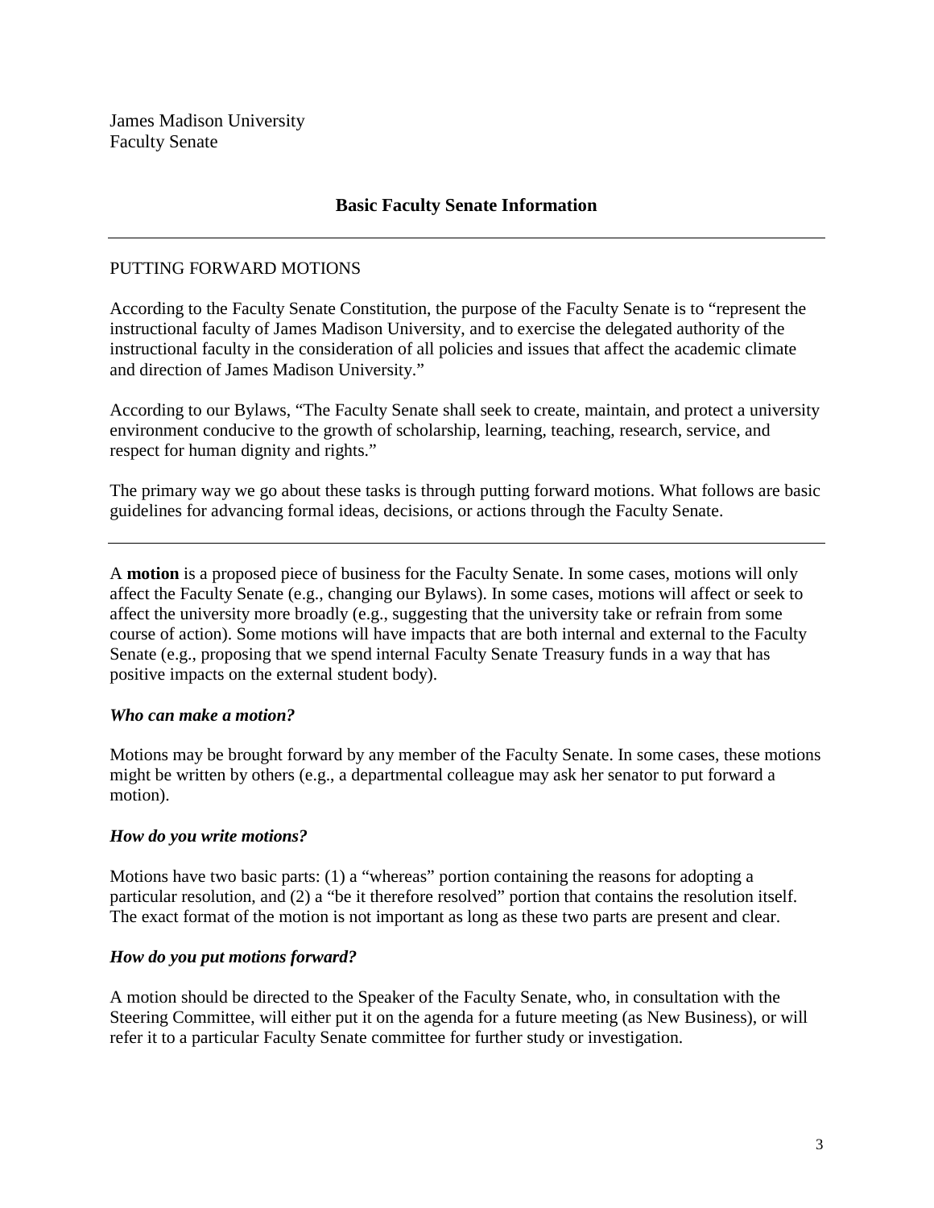James Madison University
Faculty Senate

## Basic Faculty Senate Information

---

PUTTING FORWARD MOTIONS

According to the Faculty Senate Constitution, the purpose of the Faculty Senate is to "represent the instructional faculty of James Madison University, and to exercise the delegated authority of the instructional faculty in the consideration of all policies and issues that affect the academic climate and direction of James Madison University."

According to our Bylaws, "The Faculty Senate shall seek to create, maintain, and protect a university environment conducive to the growth of scholarship, learning, teaching, research, service, and respect for human dignity and rights."

The primary way we go about these tasks is through putting forward motions. What follows are basic guidelines for advancing formal ideas, decisions, or actions through the Faculty Senate.

---

A **motion** is a proposed piece of business for the Faculty Senate. In some cases, motions will only affect the Faculty Senate (e.g., changing our Bylaws). In some cases, motions will affect or seek to affect the university more broadly (e.g., suggesting that the university take or refrain from some course of action). Some motions will have impacts that are both internal and external to the Faculty Senate (e.g., proposing that we spend internal Faculty Senate Treasury funds in a way that has positive impacts on the external student body).

### *Who can make a motion?*

Motions may be brought forward by any member of the Faculty Senate. In some cases, these motions might be written by others (e.g., a departmental colleague may ask her senator to put forward a motion).

### *How do you write motions?*

Motions have two basic parts: (1) a "whereas" portion containing the reasons for adopting a particular resolution, and (2) a "be it therefore resolved" portion that contains the resolution itself. The exact format of the motion is not important as long as these two parts are present and clear.

### *How do you put motions forward?*

A motion should be directed to the Speaker of the Faculty Senate, who, in consultation with the Steering Committee, will either put it on the agenda for a future meeting (as New Business), or will refer it to a particular Faculty Senate committee for further study or investigation.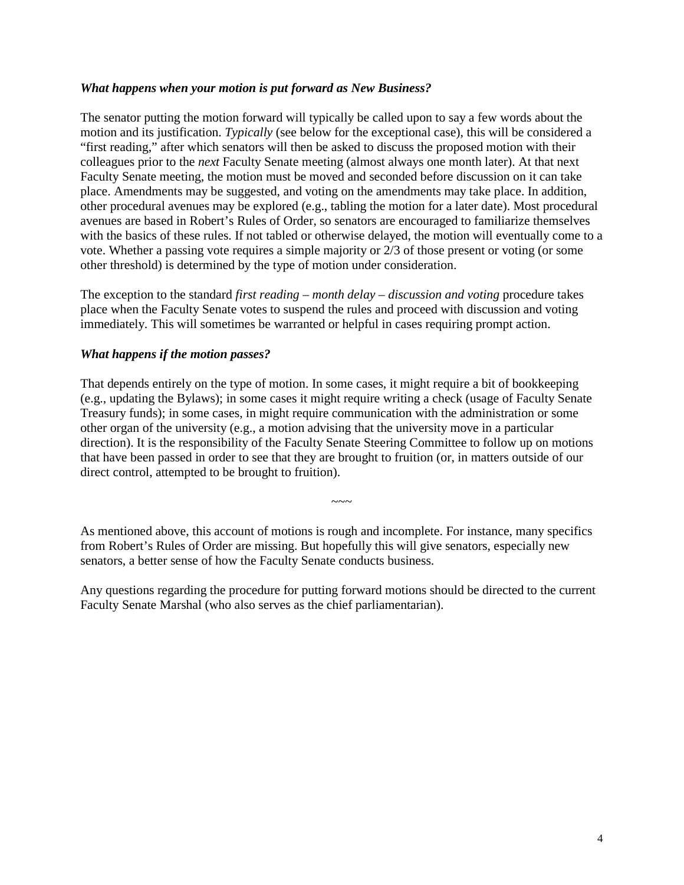***What happens when your motion is put forward as New Business?***

The senator putting the motion forward will typically be called upon to say a few words about the motion and its justification. *Typically* (see below for the exceptional case), this will be considered a "first reading," after which senators will then be asked to discuss the proposed motion with their colleagues prior to the *next* Faculty Senate meeting (almost always one month later). At that next Faculty Senate meeting, the motion must be moved and seconded before discussion on it can take place. Amendments may be suggested, and voting on the amendments may take place. In addition, other procedural avenues may be explored (e.g., tabling the motion for a later date). Most procedural avenues are based in Robert's Rules of Order, so senators are encouraged to familiarize themselves with the basics of these rules. If not tabled or otherwise delayed, the motion will eventually come to a vote. Whether a passing vote requires a simple majority or 2/3 of those present or voting (or some other threshold) is determined by the type of motion under consideration.

The exception to the standard *first reading – month delay – discussion and voting* procedure takes place when the Faculty Senate votes to suspend the rules and proceed with discussion and voting immediately. This will sometimes be warranted or helpful in cases requiring prompt action.

***What happens if the motion passes?***

That depends entirely on the type of motion. In some cases, it might require a bit of bookkeeping (e.g., updating the Bylaws); in some cases it might require writing a check (usage of Faculty Senate Treasury funds); in some cases, in might require communication with the administration or some other organ of the university (e.g., a motion advising that the university move in a particular direction). It is the responsibility of the Faculty Senate Steering Committee to follow up on motions that have been passed in order to see that they are brought to fruition (or, in matters outside of our direct control, attempted to be brought to fruition).

~~~

As mentioned above, this account of motions is rough and incomplete. For instance, many specifics from Robert's Rules of Order are missing. But hopefully this will give senators, especially new senators, a better sense of how the Faculty Senate conducts business.

Any questions regarding the procedure for putting forward motions should be directed to the current Faculty Senate Marshal (who also serves as the chief parliamentarian).